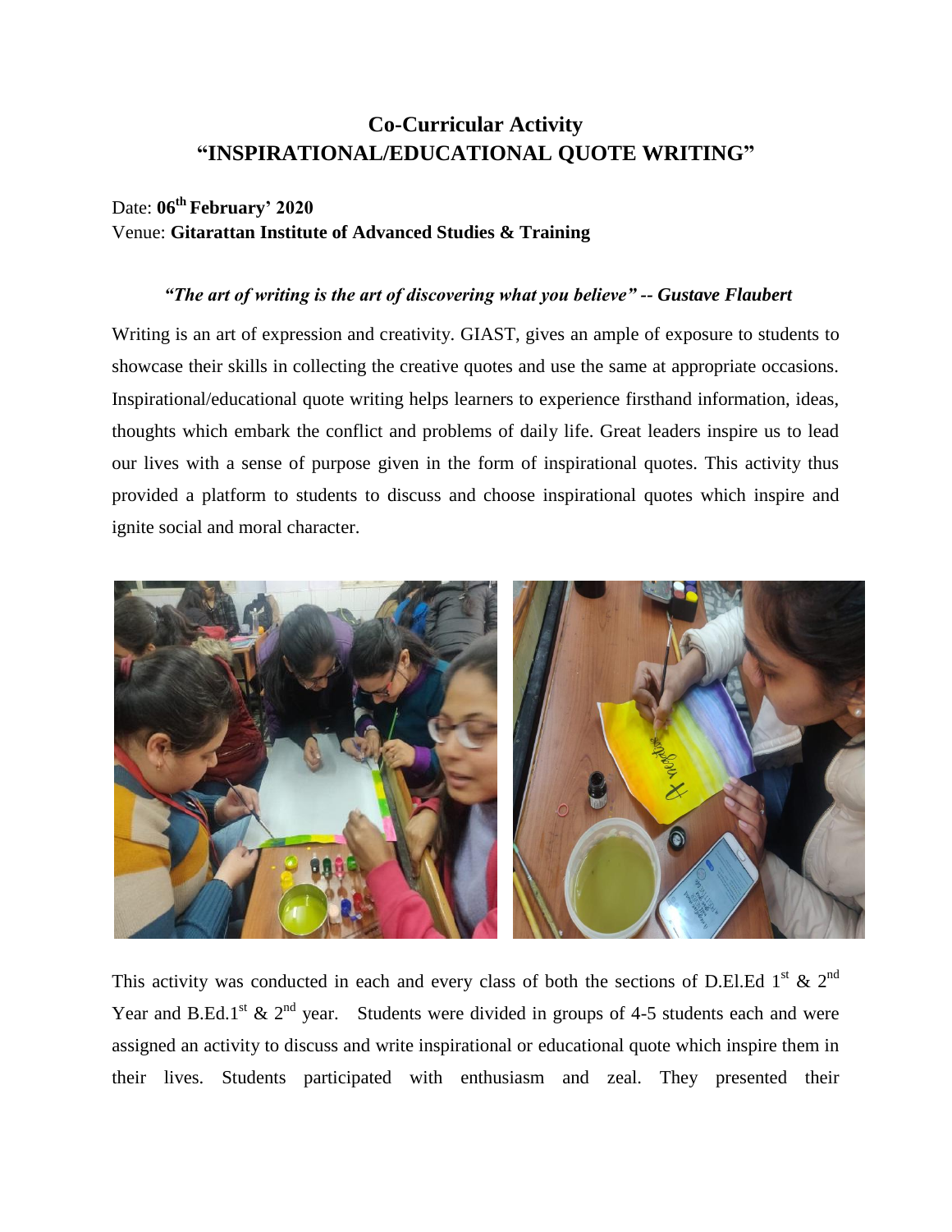# Co-Curricular Activity
# "INSPIRATIONAL/EDUCATIONAL QUOTE WRITING"

Date: **06th February' 2020**
Venue: **Gitarattan Institute of Advanced Studies & Training**

***"The art of writing is the art of discovering what you believe" -- Gustave Flaubert***

Writing is an art of expression and creativity. GIAST, gives an ample of exposure to students to showcase their skills in collecting the creative quotes and use the same at appropriate occasions. Inspirational/educational quote writing helps learners to experience firsthand information, ideas, thoughts which embark the conflict and problems of daily life. Great leaders inspire us to lead our lives with a sense of purpose given in the form of inspirational quotes. This activity thus provided a platform to students to discuss and choose inspirational quotes which inspire and ignite social and moral character.

This activity was conducted in each and every class of both the sections of D.El.Ed 1st & 2nd Year and B.Ed.1st & 2nd year. Students were divided in groups of 4-5 students each and were assigned an activity to discuss and write inspirational or educational quote which inspire them in their lives. Students participated with enthusiasm and zeal. They presented their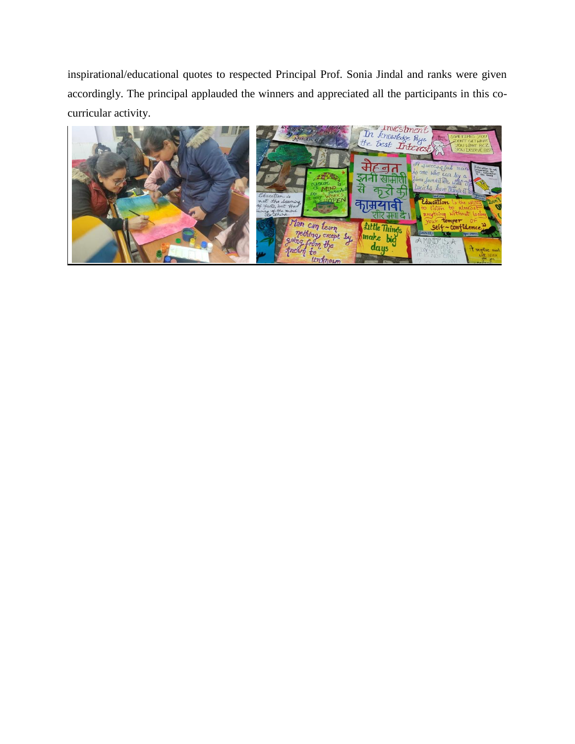inspirational/educational quotes to respected Principal Prof. Sonia Jindal and ranks were given accordingly. The principal applauded the winners and appreciated all the participants in this co-curricular activity.